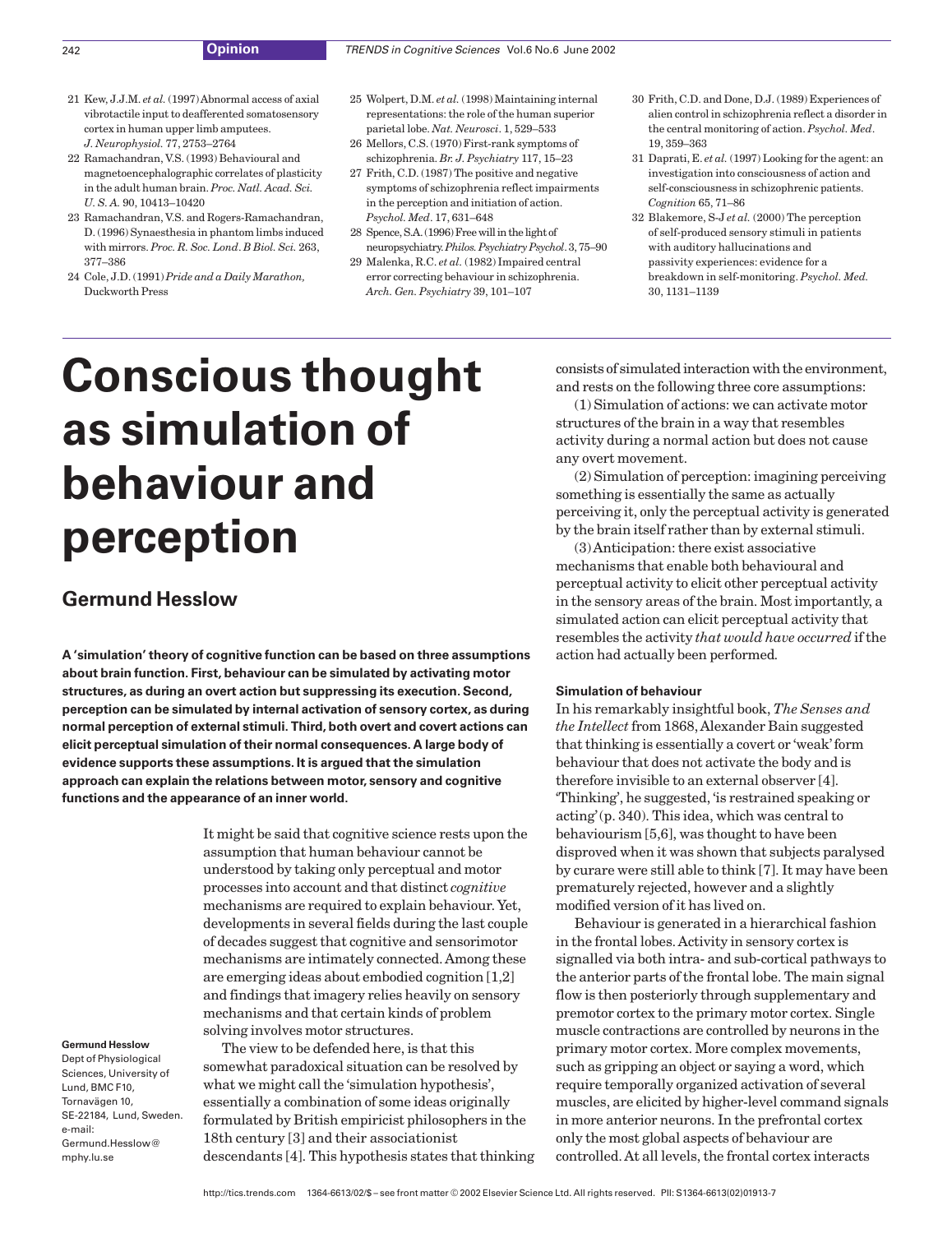21 Kew, J.J.M. *et al.* (1997) Abnormal access of axial vibrotactile input to deafferented somatosensory cortex in human upper limb amputees. *J. Neurophysiol.* 77, 2753–2764

22 Ramachandran, V.S. (1993) Behavioural and magnetoencephalographic correlates of plasticity in the adult human brain. *Proc. Natl. Acad. Sci. U. S. A.* 90, 10413–10420

23 Ramachandran, V.S. and Rogers-Ramachandran, D. (1996) Synaesthesia in phantom limbs induced with mirrors. *Proc. R. Soc. Lond. B Biol. Sci.* 263, 377–386

24 Cole, J.D. (1991) *Pride and a Daily Marathon,* Duckworth Press

25 Wolpert, D.M. *et al.* (1998) Maintaining internal representations: the role of the human superior parietal lobe. *Nat. Neurosci.* 1, 529–533

26 Mellors, C.S. (1970) First-rank symptoms of schizophrenia. *Br. J. Psychiatry* 117, 15–23

27 Frith, C.D. (1987) The positive and negative symptoms of schizophrenia reflect impairments in the perception and initiation of action. *Psychol. Med.* 17, 631–648

28 Spence, S.A. (1996) Free will in the light of neuropsychiatry. *Philos. Psychiatry Psychol.* 3, 75–90

29 Malenka, R.C. *et al.* (1982) Impaired central error correcting behaviour in schizophrenia. *Arch. Gen. Psychiatry* 39, 101–107

30 Frith, C.D. and Done, D.J. (1989) Experiences of alien control in schizophrenia reflect a disorder in the central monitoring of action. *Psychol. Med.* 19, 359–363

31 Daprati, E. *et al.* (1997) Looking for the agent: an investigation into consciousness of action and self-consciousness in schizophrenic patients. *Cognition* 65, 71–86

32 Blakemore, S-J *et al.* (2000) The perception of self-produced sensory stimuli in patients with auditory hallucinations and passivity experiences: evidence for a breakdown in self-monitoring. *Psychol. Med.* 30, 1131–1139

# Conscious thought as simulation of behaviour and perception

## Germund Hesslow

**A 'simulation' theory of cognitive function can be based on three assumptions about brain function. First, behaviour can be simulated by activating motor structures, as during an overt action but suppressing its execution. Second, perception can be simulated by internal activation of sensory cortex, as during normal perception of external stimuli. Third, both overt and covert actions can elicit perceptual simulation of their normal consequences. A large body of evidence supports these assumptions. It is argued that the simulation approach can explain the relations between motor, sensory and cognitive functions and the appearance of an inner world.**

**Germund Hesslow**
Dept of Physiological Sciences, University of Lund, BMC F10, Tornavägen 10, SE-22184, Lund, Sweden.
e-mail: Germund.Hesslow@mphy.lu.se

It might be said that cognitive science rests upon the assumption that human behaviour cannot be understood by taking only perceptual and motor processes into account and that distinct *cognitive* mechanisms are required to explain behaviour. Yet, developments in several fields during the last couple of decades suggest that cognitive and sensorimotor mechanisms are intimately connected. Among these are emerging ideas about embodied cognition [1,2] and findings that imagery relies heavily on sensory mechanisms and that certain kinds of problem solving involves motor structures.

The view to be defended here, is that this somewhat paradoxical situation can be resolved by what we might call the 'simulation hypothesis', essentially a combination of some ideas originally formulated by British empiricist philosophers in the 18th century [3] and their associationist descendants [4]. This hypothesis states that thinking consists of simulated interaction with the environment, and rests on the following three core assumptions:

(1) Simulation of actions: we can activate motor structures of the brain in a way that resembles activity during a normal action but does not cause any overt movement.

(2) Simulation of perception: imagining perceiving something is essentially the same as actually perceiving it, only the perceptual activity is generated by the brain itself rather than by external stimuli.

(3) Anticipation: there exist associative mechanisms that enable both behavioural and perceptual activity to elicit other perceptual activity in the sensory areas of the brain. Most importantly, a simulated action can elicit perceptual activity that resembles the activity *that would have occurred* if the action had actually been performed.

### Simulation of behaviour

In his remarkably insightful book, *The Senses and the Intellect* from 1868, Alexander Bain suggested that thinking is essentially a covert or 'weak' form behaviour that does not activate the body and is therefore invisible to an external observer [4]. 'Thinking', he suggested, 'is restrained speaking or acting' (p. 340). This idea, which was central to behaviourism [5,6], was thought to have been disproved when it was shown that subjects paralysed by curare were still able to think [7]. It may have been prematurely rejected, however and a slightly modified version of it has lived on.

Behaviour is generated in a hierarchical fashion in the frontal lobes. Activity in sensory cortex is signalled via both intra- and sub-cortical pathways to the anterior parts of the frontal lobe. The main signal flow is then posteriorly through supplementary and premotor cortex to the primary motor cortex. Single muscle contractions are controlled by neurons in the primary motor cortex. More complex movements, such as gripping an object or saying a word, which require temporally organized activation of several muscles, are elicited by higher-level command signals in more anterior neurons. In the prefrontal cortex only the most global aspects of behaviour are controlled. At all levels, the frontal cortex interacts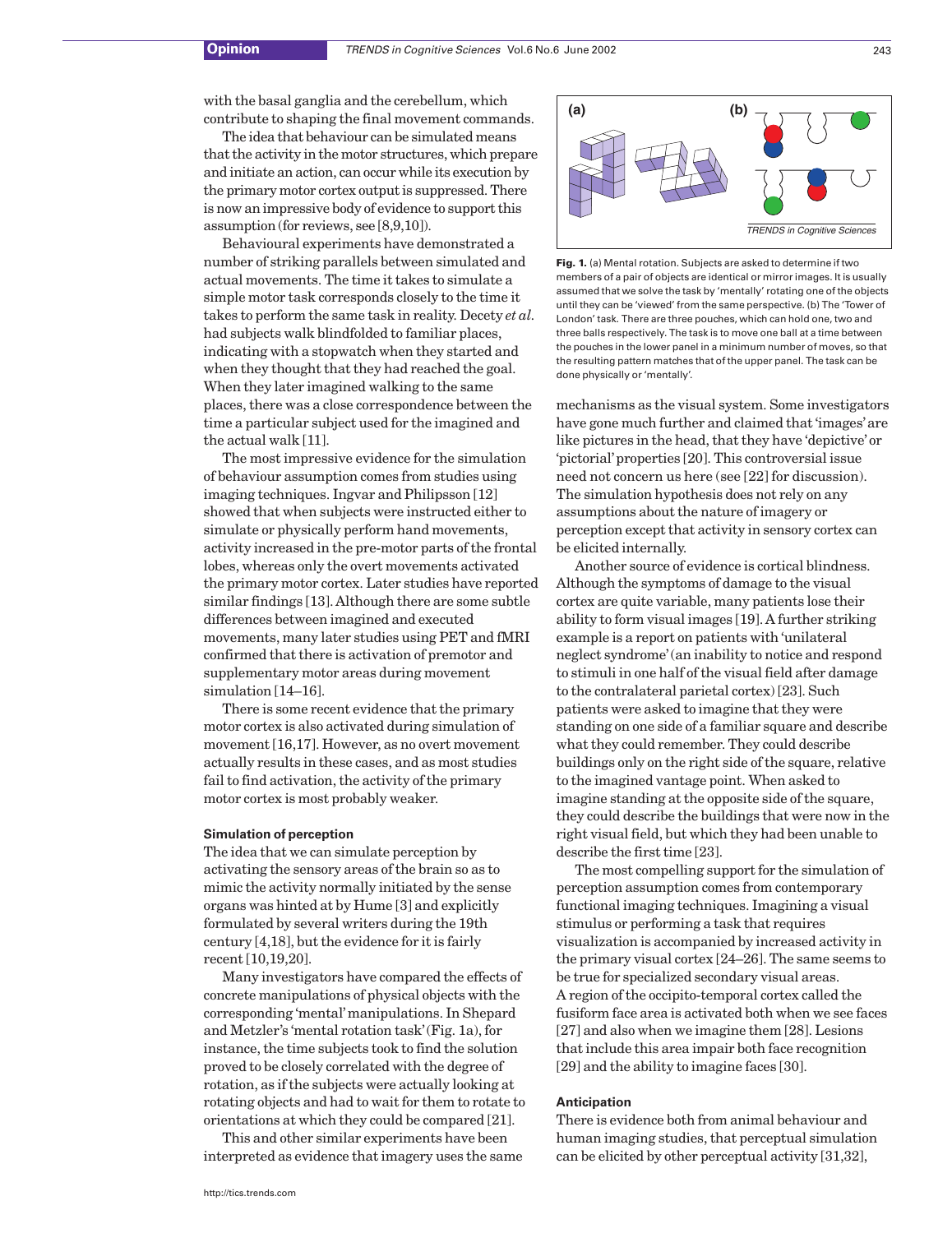with the basal ganglia and the cerebellum, which contribute to shaping the final movement commands.

The idea that behaviour can be simulated means that the activity in the motor structures, which prepare and initiate an action, can occur while its execution by the primary motor cortex output is suppressed. There is now an impressive body of evidence to support this assumption (for reviews, see [8,9,10]).

Behavioural experiments have demonstrated a number of striking parallels between simulated and actual movements. The time it takes to simulate a simple motor task corresponds closely to the time it takes to perform the same task in reality. Decety *et al.* had subjects walk blindfolded to familiar places, indicating with a stopwatch when they started and when they thought that they had reached the goal. When they later imagined walking to the same places, there was a close correspondence between the time a particular subject used for the imagined and the actual walk [11].

The most impressive evidence for the simulation of behaviour assumption comes from studies using imaging techniques. Ingvar and Philipsson [12] showed that when subjects were instructed either to simulate or physically perform hand movements, activity increased in the pre-motor parts of the frontal lobes, whereas only the overt movements activated the primary motor cortex. Later studies have reported similar findings [13]. Although there are some subtle differences between imagined and executed movements, many later studies using PET and fMRI confirmed that there is activation of premotor and supplementary motor areas during movement simulation [14–16].

There is some recent evidence that the primary motor cortex is also activated during simulation of movement [16,17]. However, as no overt movement actually results in these cases, and as most studies fail to find activation, the activity of the primary motor cortex is most probably weaker.

### Simulation of perception

The idea that we can simulate perception by activating the sensory areas of the brain so as to mimic the activity normally initiated by the sense organs was hinted at by Hume [3] and explicitly formulated by several writers during the 19th century [4,18], but the evidence for it is fairly recent [10,19,20].

Many investigators have compared the effects of concrete manipulations of physical objects with the corresponding 'mental' manipulations. In Shepard and Metzler's 'mental rotation task' (Fig. 1a), for instance, the time subjects took to find the solution proved to be closely correlated with the degree of rotation, as if the subjects were actually looking at rotating objects and had to wait for them to rotate to orientations at which they could be compared [21].

This and other similar experiments have been interpreted as evidence that imagery uses the same mechanisms as the visual system. Some investigators have gone much further and claimed that 'images' are like pictures in the head, that they have 'depictive' or 'pictorial' properties [20]. This controversial issue need not concern us here (see [22] for discussion). The simulation hypothesis does not rely on any assumptions about the nature of imagery or perception except that activity in sensory cortex can be elicited internally.

**Fig. 1.** (a) Mental rotation. Subjects are asked to determine if two members of a pair of objects are identical or mirror images. It is usually assumed that we solve the task by 'mentally' rotating one of the objects until they can be 'viewed' from the same perspective. (b) The 'Tower of London' task. There are three pouches, which can hold one, two and three balls respectively. The task is to move one ball at a time between the pouches in the lower panel in a minimum number of moves, so that the resulting pattern matches that of the upper panel. The task can be done physically or 'mentally'.

Another source of evidence is cortical blindness. Although the symptoms of damage to the visual cortex are quite variable, many patients lose their ability to form visual images [19]. A further striking example is a report on patients with 'unilateral neglect syndrome' (an inability to notice and respond to stimuli in one half of the visual field after damage to the contralateral parietal cortex) [23]. Such patients were asked to imagine that they were standing on one side of a familiar square and describe what they could remember. They could describe buildings only on the right side of the square, relative to the imagined vantage point. When asked to imagine standing at the opposite side of the square, they could describe the buildings that were now in the right visual field, but which they had been unable to describe the first time [23].

The most compelling support for the simulation of perception assumption comes from contemporary functional imaging techniques. Imagining a visual stimulus or performing a task that requires visualization is accompanied by increased activity in the primary visual cortex [24–26]. The same seems to be true for specialized secondary visual areas. A region of the occipito-temporal cortex called the fusiform face area is activated both when we see faces [27] and also when we imagine them [28]. Lesions that include this area impair both face recognition [29] and the ability to imagine faces [30].

### Anticipation

There is evidence both from animal behaviour and human imaging studies, that perceptual simulation can be elicited by other perceptual activity [31,32],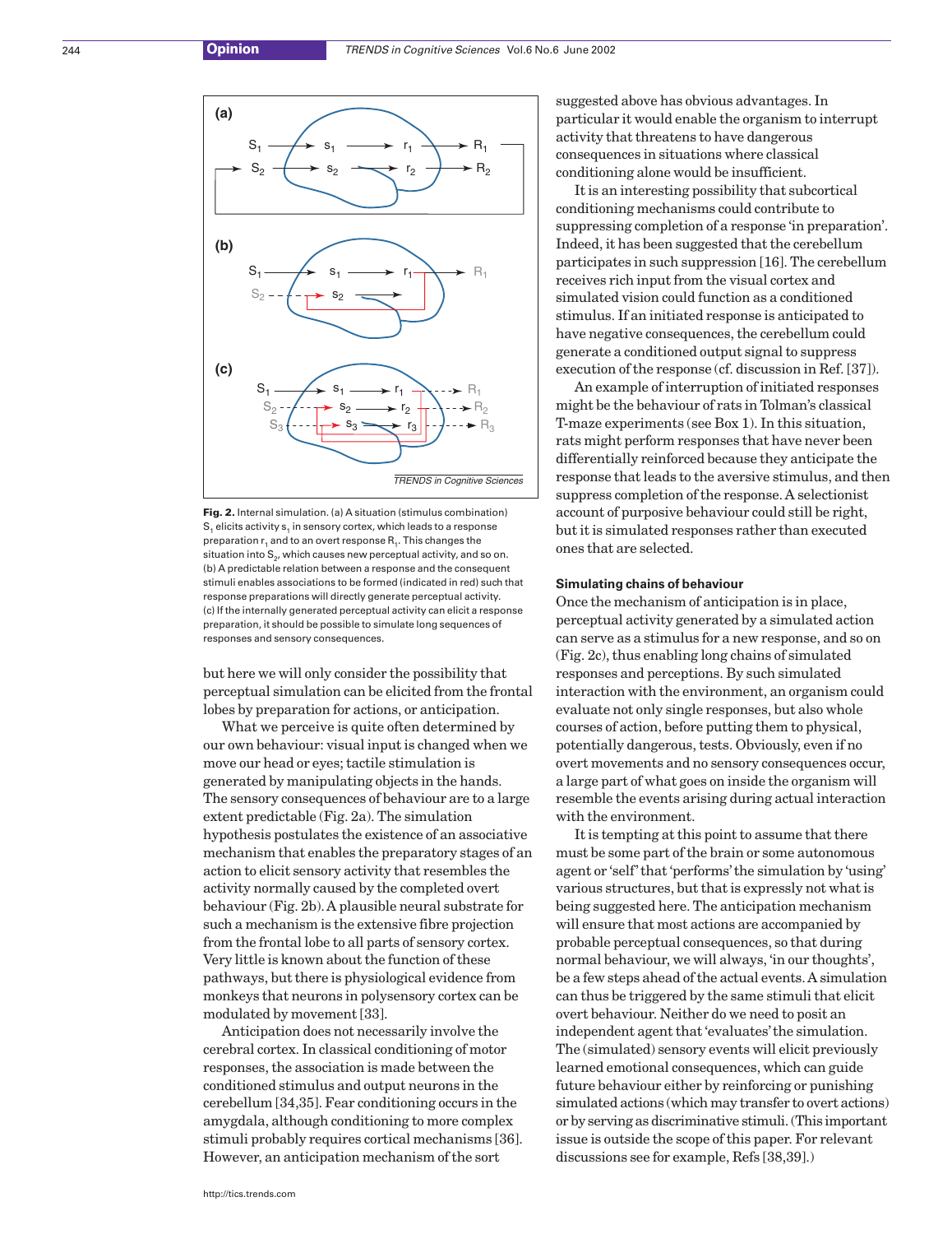**Fig. 2.** Internal simulation. (a) A situation (stimulus combination) $S_1$ elicits activity $s_1$ in sensory cortex, which leads to a response preparation $r_1$ and to an overt response $R_1$. This changes the situation into $S_2$, which causes new perceptual activity, and so on. (b) A predictable relation between a response and the consequent stimuli enables associations to be formed (indicated in red) such that response preparations will directly generate perceptual activity. (c) If the internally generated perceptual activity can elicit a response preparation, it should be possible to simulate long sequences of responses and sensory consequences.

but here we will only consider the possibility that perceptual simulation can be elicited from the frontal lobes by preparation for actions, or anticipation.

What we perceive is quite often determined by our own behaviour: visual input is changed when we move our head or eyes; tactile stimulation is generated by manipulating objects in the hands. The sensory consequences of behaviour are to a large extent predictable (Fig. 2a). The simulation hypothesis postulates the existence of an associative mechanism that enables the preparatory stages of an action to elicit sensory activity that resembles the activity normally caused by the completed overt behaviour (Fig. 2b). A plausible neural substrate for such a mechanism is the extensive fibre projection from the frontal lobe to all parts of sensory cortex. Very little is known about the function of these pathways, but there is physiological evidence from monkeys that neurons in polysensory cortex can be modulated by movement [33].

Anticipation does not necessarily involve the cerebral cortex. In classical conditioning of motor responses, the association is made between the conditioned stimulus and output neurons in the cerebellum [34,35]. Fear conditioning occurs in the amygdala, although conditioning to more complex stimuli probably requires cortical mechanisms [36]. However, an anticipation mechanism of the sort suggested above has obvious advantages. In particular it would enable the organism to interrupt activity that threatens to have dangerous consequences in situations where classical conditioning alone would be insufficient.

It is an interesting possibility that subcortical conditioning mechanisms could contribute to suppressing completion of a response 'in preparation'. Indeed, it has been suggested that the cerebellum participates in such suppression [16]. The cerebellum receives rich input from the visual cortex and simulated vision could function as a conditioned stimulus. If an initiated response is anticipated to have negative consequences, the cerebellum could generate a conditioned output signal to suppress execution of the response (cf. discussion in Ref. [37]).

An example of interruption of initiated responses might be the behaviour of rats in Tolman's classical T-maze experiments (see Box 1). In this situation, rats might perform responses that have never been differentially reinforced because they anticipate the response that leads to the aversive stimulus, and then suppress completion of the response. A selectionist account of purposive behaviour could still be right, but it is simulated responses rather than executed ones that are selected.

### Simulating chains of behaviour

Once the mechanism of anticipation is in place, perceptual activity generated by a simulated action can serve as a stimulus for a new response, and so on (Fig. 2c), thus enabling long chains of simulated responses and perceptions. By such simulated interaction with the environment, an organism could evaluate not only single responses, but also whole courses of action, before putting them to physical, potentially dangerous, tests. Obviously, even if no overt movements and no sensory consequences occur, a large part of what goes on inside the organism will resemble the events arising during actual interaction with the environment.

It is tempting at this point to assume that there must be some part of the brain or some autonomous agent or 'self' that 'performs' the simulation by 'using' various structures, but that is expressly not what is being suggested here. The anticipation mechanism will ensure that most actions are accompanied by probable perceptual consequences, so that during normal behaviour, we will always, 'in our thoughts', be a few steps ahead of the actual events. A simulation can thus be triggered by the same stimuli that elicit overt behaviour. Neither do we need to posit an independent agent that 'evaluates' the simulation. The (simulated) sensory events will elicit previously learned emotional consequences, which can guide future behaviour either by reinforcing or punishing simulated actions (which may transfer to overt actions) or by serving as discriminative stimuli. (This important issue is outside the scope of this paper. For relevant discussions see for example, Refs [38,39].)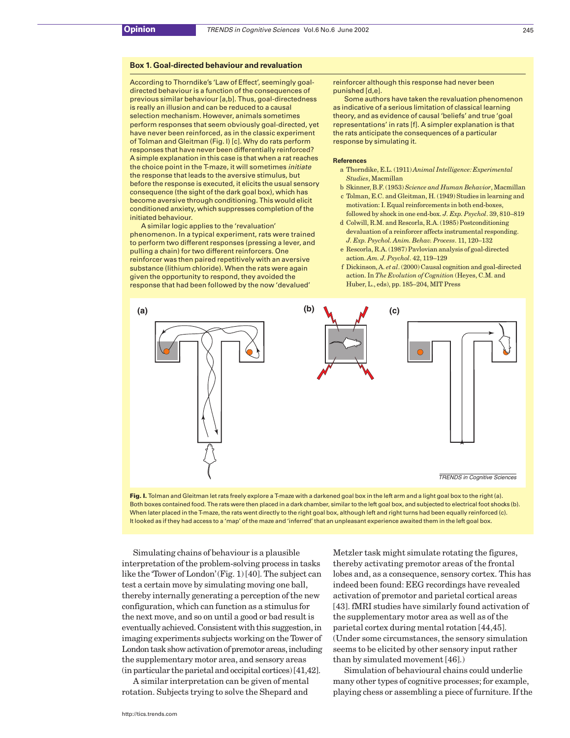### Box 1. Goal-directed behaviour and revaluation

According to Thorndike's 'Law of Effect', seemingly goal-directed behaviour is a function of the consequences of previous similar behaviour [a,b]. Thus, goal-directedness is really an illusion and can be reduced to a causal selection mechanism. However, animals sometimes perform responses that seem obviously goal-directed, yet have never been reinforced, as in the classic experiment of Tolman and Gleitman (Fig. I) [c]. Why do rats perform responses that have never been differentially reinforced? A simple explanation in this case is that when a rat reaches the choice point in the T-maze, it will sometimes *initiate* the response that leads to the aversive stimulus, but before the response is executed, it elicits the usual sensory consequence (the sight of the dark goal box), which has become aversive through conditioning. This would elicit conditioned anxiety, which suppresses completion of the initiated behaviour.

A similar logic applies to the 'revaluation' phenomenon. In a typical experiment, rats were trained to perform two different responses (pressing a lever, and pulling a chain) for two different reinforcers. One reinforcer was then paired repetitively with an aversive substance (lithium chloride). When the rats were again given the opportunity to respond, they avoided the response that had been followed by the now 'devalued' reinforcer although this response had never been punished [d,e].

Some authors have taken the revaluation phenomenon as indicative of a serious limitation of classical learning theory, and as evidence of causal 'beliefs' and true 'goal representations' in rats [f]. A simpler explanation is that the rats anticipate the consequences of a particular response by simulating it.

#### References

a Thorndike, E.L. (1911) *Animal Intelligence: Experimental Studies*, Macmillan

b Skinner, B.F. (1953) *Science and Human Behavior*, Macmillan

c Tolman, E.C. and Gleitman, H. (1949) Studies in learning and motivation: I. Equal reinforcements in both end-boxes, followed by shock in one end-box. *J. Exp. Psychol.* 39, 810–819

d Colwill, R.M. and Rescorla, R.A. (1985) Postconditioning devaluation of a reinforcer affects instrumental responding. *J. Exp. Psychol. Anim. Behav. Process.* 11, 120–132

e Rescorla, R.A. (1987) Pavlovian analysis of goal-directed action. *Am. J. Psychol.* 42, 119–129

f Dickinson, A. *et al.* (2000) Causal cognition and goal-directed action. In *The Evolution of Cognition* (Heyes, C.M. and Huber, L., eds), pp. 185–204, MIT Press

(a)

(b)

(c)

TRENDS in Cognitive Sciences

**Fig. I.** Tolman and Gleitman let rats freely explore a T-maze with a darkened goal box in the left arm and a light goal box to the right (a). Both boxes contained food. The rats were then placed in a dark chamber, similar to the left goal box, and subjected to electrical foot shocks (b). When later placed in the T-maze, the rats went directly to the right goal box, although left and right turns had been equally reinforced (c). It looked as if they had access to a 'map' of the maze and 'inferred' that an unpleasant experience awaited them in the left goal box.

Simulating chains of behaviour is a plausible interpretation of the problem-solving process in tasks like the 'Tower of London' (Fig. 1) [40]. The subject can test a certain move by simulating moving one ball, thereby internally generating a perception of the new configuration, which can function as a stimulus for the next move, and so on until a good or bad result is eventually achieved. Consistent with this suggestion, in imaging experiments subjects working on the Tower of London task show activation of premotor areas, including the supplementary motor area, and sensory areas (in particular the parietal and occipital cortices) [41,42].

A similar interpretation can be given of mental rotation. Subjects trying to solve the Shepard and Metzler task might simulate rotating the figures, thereby activating premotor areas of the frontal lobes and, as a consequence, sensory cortex. This has indeed been found: EEG recordings have revealed activation of premotor and parietal cortical areas [43]. fMRI studies have similarly found activation of the supplementary motor area as well as of the parietal cortex during mental rotation [44,45]. (Under some circumstances, the sensory simulation seems to be elicited by other sensory input rather than by simulated movement [46].)

Simulation of behavioural chains could underlie many other types of cognitive processes; for example, playing chess or assembling a piece of furniture. If the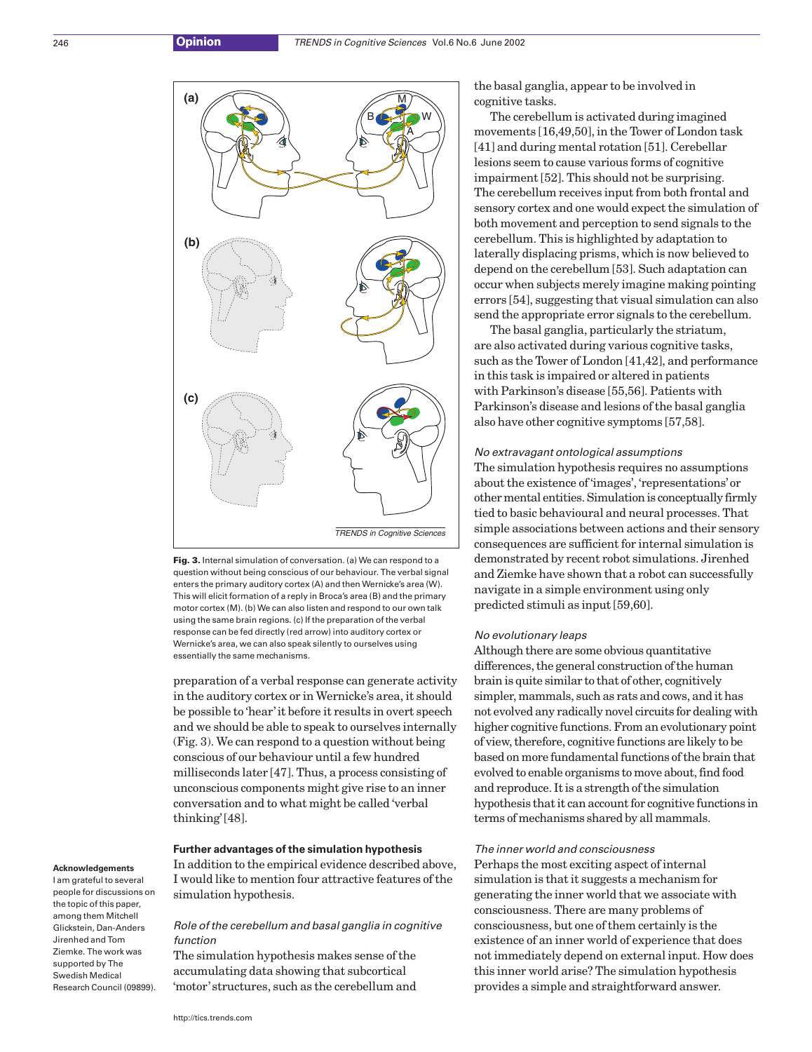**Fig. 3.** Internal simulation of conversation. (a) We can respond to a question without being conscious of our behaviour. The verbal signal enters the primary auditory cortex (A) and then Wernicke's area (W). This will elicit formation of a reply in Broca's area (B) and the primary motor cortex (M). (b) We can also listen and respond to our own talk using the same brain regions. (c) If the preparation of the verbal response can be fed directly (red arrow) into auditory cortex or Wernicke's area, we can also speak silently to ourselves using essentially the same mechanisms.

preparation of a verbal response can generate activity in the auditory cortex or in Wernicke's area, it should be possible to 'hear' it before it results in overt speech and we should be able to speak to ourselves internally (Fig. 3). We can respond to a question without being conscious of our behaviour until a few hundred milliseconds later [47]. Thus, a process consisting of unconscious components might give rise to an inner conversation and to what might be called 'verbal thinking' [48].

### Further advantages of the simulation hypothesis

In addition to the empirical evidence described above, I would like to mention four attractive features of the simulation hypothesis.

#### *Role of the cerebellum and basal ganglia in cognitive function*

The simulation hypothesis makes sense of the accumulating data showing that subcortical 'motor' structures, such as the cerebellum and the basal ganglia, appear to be involved in cognitive tasks.

The cerebellum is activated during imagined movements [16,49,50], in the Tower of London task [41] and during mental rotation [51]. Cerebellar lesions seem to cause various forms of cognitive impairment [52]. This should not be surprising. The cerebellum receives input from both frontal and sensory cortex and one would expect the simulation of both movement and perception to send signals to the cerebellum. This is highlighted by adaptation to laterally displacing prisms, which is now believed to depend on the cerebellum [53]. Such adaptation can occur when subjects merely imagine making pointing errors [54], suggesting that visual simulation can also send the appropriate error signals to the cerebellum.

The basal ganglia, particularly the striatum, are also activated during various cognitive tasks, such as the Tower of London [41,42], and performance in this task is impaired or altered in patients with Parkinson's disease [55,56]. Patients with Parkinson's disease and lesions of the basal ganglia also have other cognitive symptoms [57,58].

#### *No extravagant ontological assumptions*

The simulation hypothesis requires no assumptions about the existence of 'images', 'representations' or other mental entities. Simulation is conceptually firmly tied to basic behavioural and neural processes. That simple associations between actions and their sensory consequences are sufficient for internal simulation is demonstrated by recent robot simulations. Jirenhed and Ziemke have shown that a robot can successfully navigate in a simple environment using only predicted stimuli as input [59,60].

#### *No evolutionary leaps*

Although there are some obvious quantitative differences, the general construction of the human brain is quite similar to that of other, cognitively simpler, mammals, such as rats and cows, and it has not evolved any radically novel circuits for dealing with higher cognitive functions. From an evolutionary point of view, therefore, cognitive functions are likely to be based on more fundamental functions of the brain that evolved to enable organisms to move about, find food and reproduce. It is a strength of the simulation hypothesis that it can account for cognitive functions in terms of mechanisms shared by all mammals.

#### *The inner world and consciousness*

Perhaps the most exciting aspect of internal simulation is that it suggests a mechanism for generating the inner world that we associate with consciousness. There are many problems of consciousness, but one of them certainly is the existence of an inner world of experience that does not immediately depend on external input. How does this inner world arise? The simulation hypothesis provides a simple and straightforward answer.

**Acknowledgements**

I am grateful to several people for discussions on the topic of this paper, among them Mitchell Glickstein, Dan-Anders Jirenhed and Tom Ziemke. The work was supported by The Swedish Medical Research Council (09899).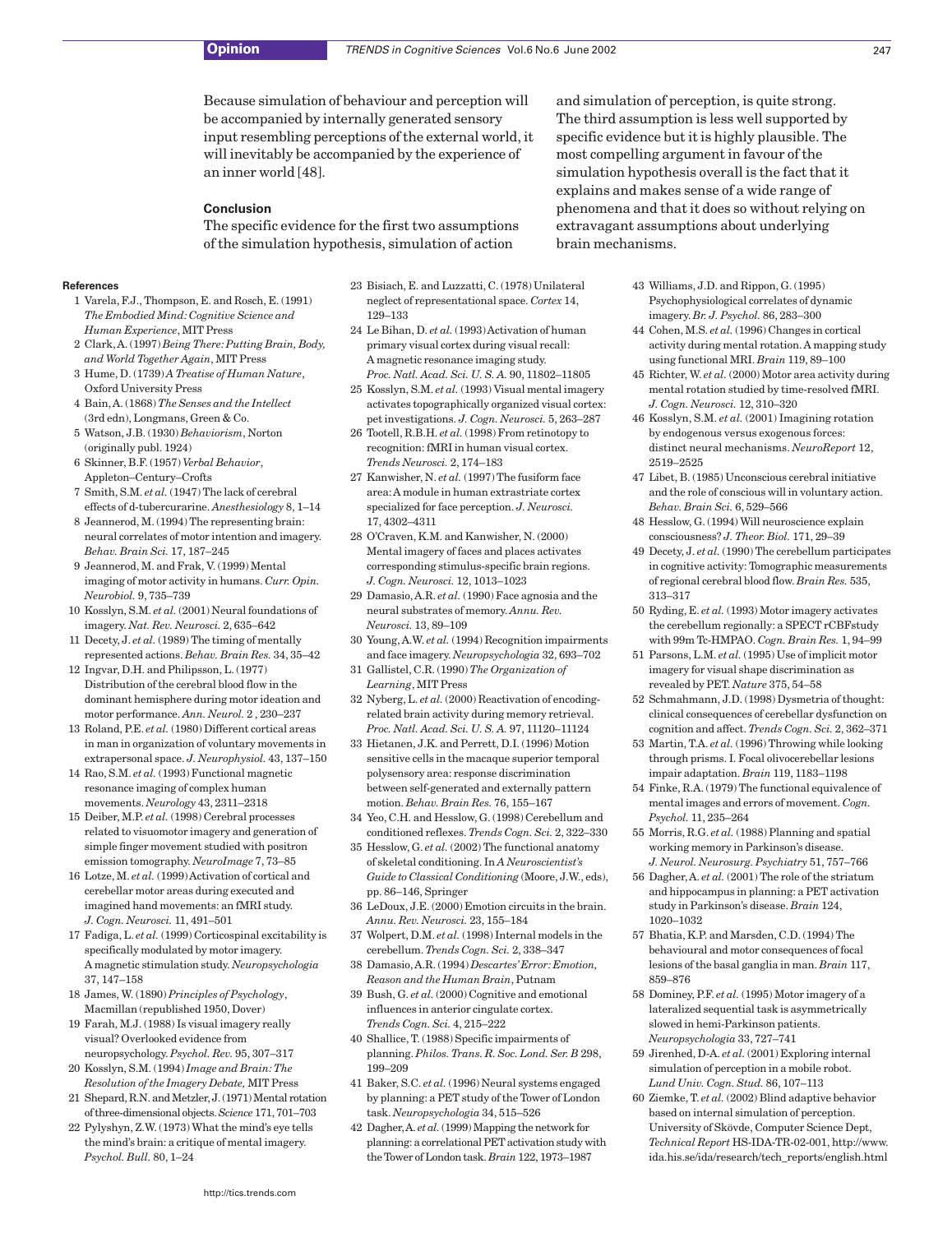Because simulation of behaviour and perception will be accompanied by internally generated sensory input resembling perceptions of the external world, it will inevitably be accompanied by the experience of an inner world [48].

## Conclusion

The specific evidence for the first two assumptions of the simulation hypothesis, simulation of action and simulation of perception, is quite strong. The third assumption is less well supported by specific evidence but it is highly plausible. The most compelling argument in favour of the simulation hypothesis overall is the fact that it explains and makes sense of a wide range of phenomena and that it does so without relying on extravagant assumptions about underlying brain mechanisms.

### References

1 Varela, F.J., Thompson, E. and Rosch, E. (1991) *The Embodied Mind: Cognitive Science and Human Experience*, MIT Press

2 Clark, A. (1997) *Being There: Putting Brain, Body, and World Together Again*, MIT Press

3 Hume, D. (1739) *A Treatise of Human Nature*, Oxford University Press

4 Bain, A. (1868) *The Senses and the Intellect* (3rd edn), Longmans, Green & Co.

5 Watson, J.B. (1930) *Behaviorism*, Norton (originally publ. 1924)

6 Skinner, B.F. (1957) *Verbal Behavior*, Appleton–Century–Crofts

7 Smith, S.M. *et al.* (1947) The lack of cerebral effects of d-tubercurarine. *Anesthesiology* 8, 1–14

8 Jeannerod, M. (1994) The representing brain: neural correlates of motor intention and imagery. *Behav. Brain Sci.* 17, 187–245

9 Jeannerod, M. and Frak, V. (1999) Mental imaging of motor activity in humans. *Curr. Opin. Neurobiol.* 9, 735–739

10 Kosslyn, S.M. *et al.* (2001) Neural foundations of imagery. *Nat. Rev. Neurosci.* 2, 635–642

11 Decety, J. *et al.* (1989) The timing of mentally represented actions. *Behav. Brain Res.* 34, 35–42

12 Ingvar, D.H. and Philipsson, L. (1977) Distribution of the cerebral blood flow in the dominant hemisphere during motor ideation and motor performance. *Ann. Neurol.* 2 , 230–237

13 Roland, P.E. *et al.* (1980) Different cortical areas in man in organization of voluntary movements in extrapersonal space. *J. Neurophysiol.* 43, 137–150

14 Rao, S.M. *et al.* (1993) Functional magnetic resonance imaging of complex human movements. *Neurology* 43, 2311–2318

15 Deiber, M.P. *et al.* (1998) Cerebral processes related to visuomotor imagery and generation of simple finger movement studied with positron emission tomography. *NeuroImage* 7, 73–85

16 Lotze, M. *et al.* (1999) Activation of cortical and cerebellar motor areas during executed and imagined hand movements: an fMRI study. *J. Cogn. Neurosci.* 11, 491–501

17 Fadiga, L. *et al.* (1999) Corticospinal excitability is specifically modulated by motor imagery. A magnetic stimulation study. *Neuropsychologia* 37, 147–158

18 James, W. (1890) *Principles of Psychology*, Macmillan (republished 1950, Dover)

19 Farah, M.J. (1988) Is visual imagery really visual? Overlooked evidence from neuropsychology. *Psychol. Rev.* 95, 307–317

20 Kosslyn, S.M. (1994) *Image and Brain: The Resolution of the Imagery Debate,* MIT Press

21 Shepard, R.N. and Metzler, J. (1971) Mental rotation of three-dimensional objects. *Science* 171, 701–703

22 Pylyshyn, Z.W. (1973) What the mind's eye tells the mind's brain: a critique of mental imagery. *Psychol. Bull.* 80, 1–24

23 Bisiach, E. and Luzzatti, C. (1978) Unilateral neglect of representational space. *Cortex* 14, 129–133

24 Le Bihan, D. *et al.* (1993) Activation of human primary visual cortex during visual recall: A magnetic resonance imaging study. *Proc. Natl. Acad. Sci. U. S. A.* 90, 11802–11805

25 Kosslyn, S.M. *et al.* (1993) Visual mental imagery activates topographically organized visual cortex: pet investigations. *J. Cogn. Neurosci.* 5, 263–287

26 Tootell, R.B.H. *et al.* (1998) From retinotopy to recognition: fMRI in human visual cortex. *Trends Neurosci.* 2, 174–183

27 Kanwisher, N. *et al.* (1997) The fusiform face area: A module in human extrastriate cortex specialized for face perception. *J. Neurosci.* 17, 4302–4311

28 O'Craven, K.M. and Kanwisher, N. (2000) Mental imagery of faces and places activates corresponding stimulus-specific brain regions. *J. Cogn. Neurosci.* 12, 1013–1023

29 Damasio, A.R. *et al.* (1990) Face agnosia and the neural substrates of memory. *Annu. Rev. Neurosci.* 13, 89–109

30 Young, A.W. *et al.* (1994) Recognition impairments and face imagery. *Neuropsychologia* 32, 693–702

31 Gallistel, C.R. (1990) *The Organization of Learning*, MIT Press

32 Nyberg, L. *et al.* (2000) Reactivation of encoding-related brain activity during memory retrieval. *Proc. Natl. Acad. Sci. U. S. A.* 97, 11120–11124

33 Hietanen, J.K. and Perrett, D.I. (1996) Motion sensitive cells in the macaque superior temporal polysensory area: response discrimination between self-generated and externally generated pattern motion. *Behav. Brain Res.* 76, 155–167

34 Yeo, C.H. and Hesslow, G. (1998) Cerebellum and conditioned reflexes. *Trends Cogn. Sci.* 2, 322–330

35 Hesslow, G. *et al.* (2002) The functional anatomy of skeletal conditioning. In *A Neuroscientist's Guide to Classical Conditioning* (Moore, J.W., eds), pp. 86–146, Springer

36 LeDoux, J.E. (2000) Emotion circuits in the brain. *Annu. Rev. Neurosci.* 23, 155–184

37 Wolpert, D.M. *et al.* (1998) Internal models in the cerebellum. *Trends Cogn. Sci.* 2, 338–347

38 Damasio, A.R. (1994) *Descartes' Error: Emotion, Reason and the Human Brain*, Putnam

39 Bush, G. *et al.* (2000) Cognitive and emotional influences in anterior cingulate cortex. *Trends Cogn. Sci.* 4, 215–222

40 Shallice, T. (1988) Specific impairments of planning. *Philos. Trans. R. Soc. Lond. Ser. B* 298, 199–209

41 Baker, S.C. *et al.* (1996) Neural systems engaged by planning: a PET study of the Tower of London task. *Neuropsychologia* 34, 515–526

42 Dagher, A. *et al.* (1999) Mapping the network for planning: a correlational PET activation study with the Tower of London task. *Brain* 122, 1973–1987

43 Williams, J.D. and Rippon, G. (1995) Psychophysiological correlates of dynamic imagery. *Br. J. Psychol.* 86, 283–300

44 Cohen, M.S. *et al.* (1996) Changes in cortical activity during mental rotation. A mapping study using functional MRI. *Brain* 119, 89–100

45 Richter, W. *et al.* (2000) Motor area activity during mental rotation studied by time-resolved fMRI. *J. Cogn. Neurosci.* 12, 310–320

46 Kosslyn, S.M. *et al.* (2001) Imagining rotation by endogenous versus exogenous forces: distinct neural mechanisms. *NeuroReport* 12, 2519–2525

47 Libet, B. (1985) Unconscious cerebral initiative and the role of conscious will in voluntary action. *Behav. Brain Sci.* 6, 529–566

48 Hesslow, G. (1994) Will neuroscience explain consciousness? *J. Theor. Biol.* 171, 29–39

49 Decety, J. *et al.* (1990) The cerebellum participates in cognitive activity: Tomographic measurements of regional cerebral blood flow. *Brain Res.* 535, 313–317

50 Ryding, E. *et al.* (1993) Motor imagery activates the cerebellum regionally: a SPECT rCBFstudy with 99m Tc-HMPAO. *Cogn. Brain Res.* 1, 94–99

51 Parsons, L.M. *et al.* (1995) Use of implicit motor imagery for visual shape discrimination as revealed by PET. *Nature* 375, 54–58

52 Schmahmann, J.D. (1998) Dysmetria of thought: clinical consequences of cerebellar dysfunction on cognition and affect. *Trends Cogn. Sci.* 2, 362–371

53 Martin, T.A. *et al.* (1996) Throwing while looking through prisms. I. Focal olivocerebellar lesions impair adaptation. *Brain* 119, 1183–1198

54 Finke, R.A. (1979) The functional equivalence of mental images and errors of movement. *Cogn. Psychol.* 11, 235–264

55 Morris, R.G. *et al.* (1988) Planning and spatial working memory in Parkinson's disease. *J. Neurol. Neurosurg. Psychiatry* 51, 757–766

56 Dagher, A. *et al.* (2001) The role of the striatum and hippocampus in planning: a PET activation study in Parkinson's disease. *Brain* 124, 1020–1032

57 Bhatia, K.P. and Marsden, C.D. (1994) The behavioural and motor consequences of focal lesions of the basal ganglia in man. *Brain* 117, 859–876

58 Dominey, P.F. *et al.* (1995) Motor imagery of a lateralized sequential task is asymmetrically slowed in hemi-Parkinson patients. *Neuropsychologia* 33, 727–741

59 Jirenhed, D-A. *et al.* (2001) Exploring internal simulation of perception in a mobile robot. *Lund Univ. Cogn. Stud.* 86, 107–113

60 Ziemke, T. *et al.* (2002) Blind adaptive behavior based on internal simulation of perception. University of Skövde, Computer Science Dept, *Technical Report* HS-IDA-TR-02-001, http://www.ida.his.se/ida/research/tech_reports/english.html